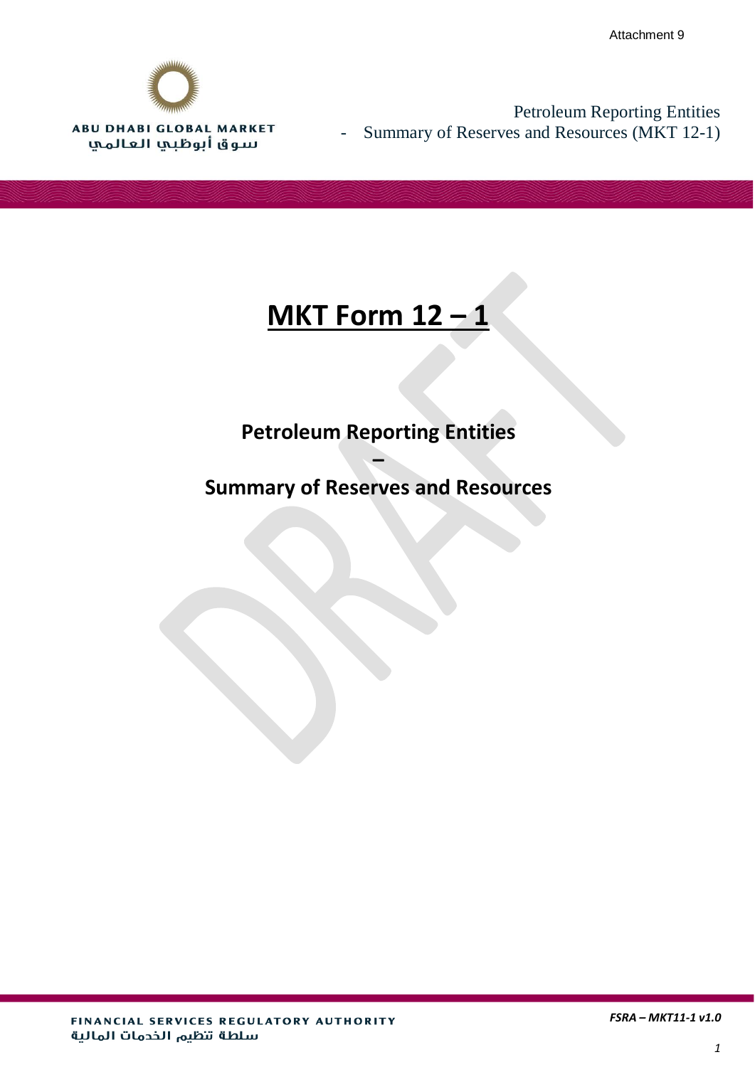Attachment 9

ABU DHABI GLOBAL MARKET
سوق أبوظبي العالمي

Petroleum Reporting Entities
- Summary of Reserves and Resources (MKT 12-1)

# MKT Form 12 – 1

## Petroleum Reporting Entities
## –
## Summary of Reserves and Resources

FINANCIAL SERVICES REGULATORY AUTHORITY
سلطة تنظيم الخدمات المالية

*FSRA – MKT11-1 v1.0*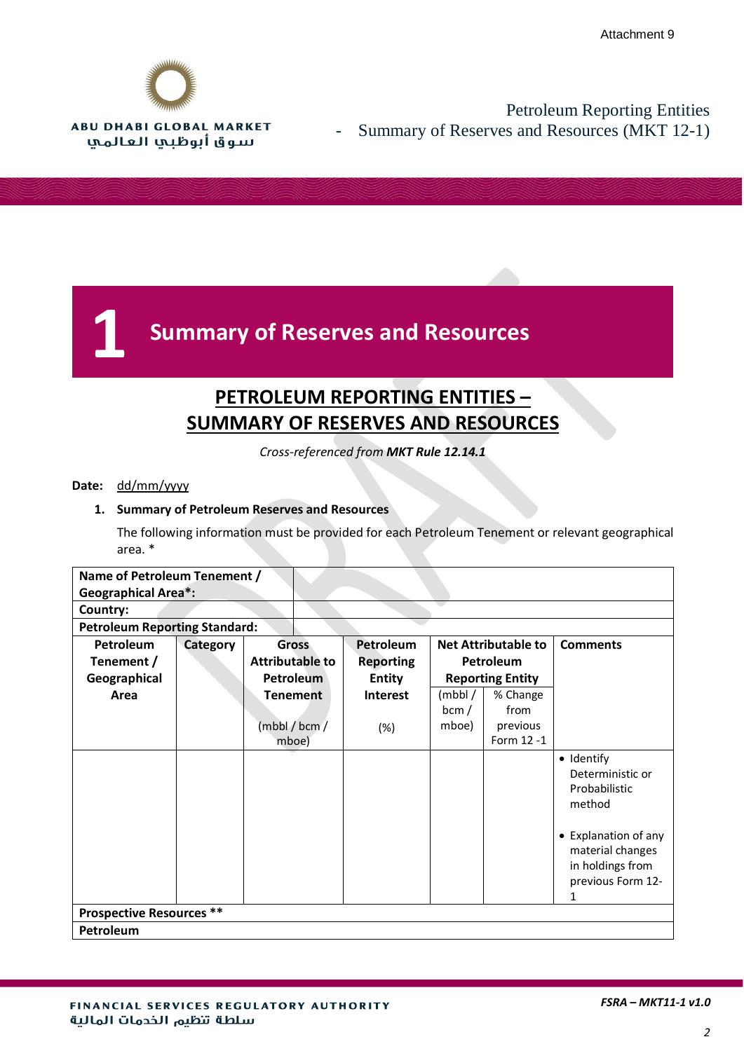Attachment 9

Petroleum Reporting Entities
- Summary of Reserves and Resources (MKT 12-1)

# 1 Summary of Reserves and Resources

## PETROLEUM REPORTING ENTITIES – SUMMARY OF RESERVES AND RESOURCES

*Cross-referenced from* ***MKT Rule 12.14.1***

**Date:** dd/mm/yyyy

1. **Summary of Petroleum Reserves and Resources**

   The following information must be provided for each Petroleum Tenement or relevant geographical area. *

| **Name of Petroleum Tenement / Geographical Area*:** | | | | | | |
|---|---|---|---|---|---|---|
| **Country:** | | | | | | |
| **Petroleum Reporting Standard:** | | | | | | |
| **Petroleum Tenement / Geographical Area** | **Category** | **Gross Attributable to Petroleum Tenement** (mbbl / bcm / mboe) | **Petroleum Reporting Entity Interest** (%) | **Net Attributable to Petroleum Reporting Entity** | | **Comments** |
| | | | | (mbbl / bcm / mboe) | % Change from previous Form 12 -1 | |
| | | | | | | • Identify Deterministic or Probabilistic method<br>• Explanation of any material changes in holdings from previous Form 12-1 |
| **Prospective Resources **** | | | | | | |
| **Petroleum** | | | | | | |

FSRA – MKT11-1 v1.0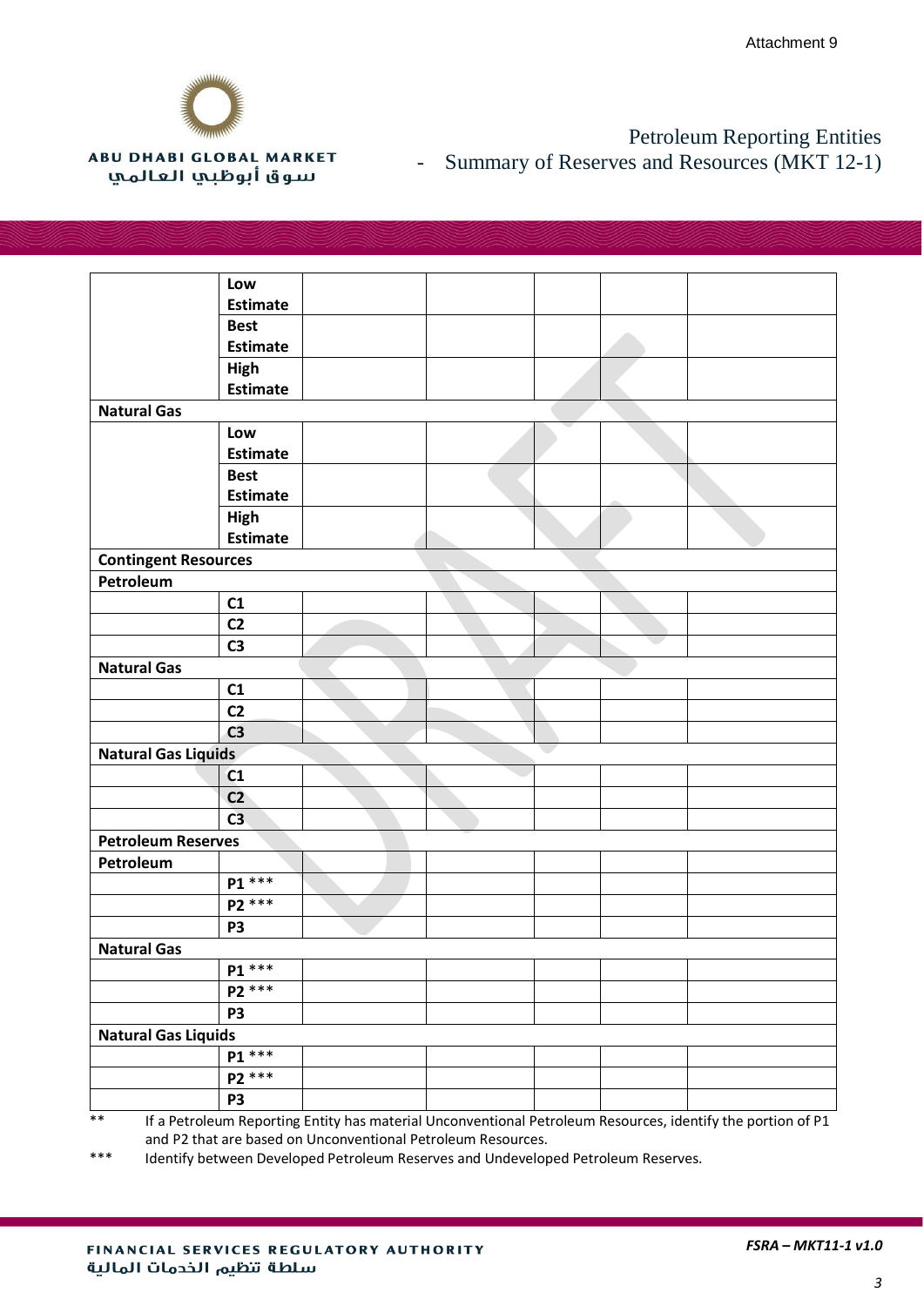Attachment 9

Petroleum Reporting Entities
- Summary of Reserves and Resources (MKT 12-1)

| | | | | | | |
|---|---|---|---|---|---|---|
| | **Low Estimate** | | | | | |
| | **Best Estimate** | | | | | |
| | **High Estimate** | | | | | |
| **Natural Gas** | | | | | | |
| | **Low Estimate** | | | | | |
| | **Best Estimate** | | | | | |
| | **High Estimate** | | | | | |
| **Contingent Resources** | | | | | | |
| **Petroleum** | | | | | | |
| | **C1** | | | | | |
| | **C2** | | | | | |
| | **C3** | | | | | |
| **Natural Gas** | | | | | | |
| | **C1** | | | | | |
| | **C2** | | | | | |
| | **C3** | | | | | |
| **Natural Gas Liquids** | | | | | | |
| | **C1** | | | | | |
| | **C2** | | | | | |
| | **C3** | | | | | |
| **Petroleum Reserves** | | | | | | |
| **Petroleum** | | | | | | |
| | **P1** *** | | | | | |
| | **P2** *** | | | | | |
| | **P3** | | | | | |
| **Natural Gas** | | | | | | |
| | **P1** *** | | | | | |
| | **P2** *** | | | | | |
| | **P3** | | | | | |
| **Natural Gas Liquids** | | | | | | |
| | **P1** *** | | | | | |
| | **P2** *** | | | | | |
| | **P3** | | | | | |

** If a Petroleum Reporting Entity has material Unconventional Petroleum Resources, identify the portion of P1 and P2 that are based on Unconventional Petroleum Resources.

*** Identify between Developed Petroleum Reserves and Undeveloped Petroleum Reserves.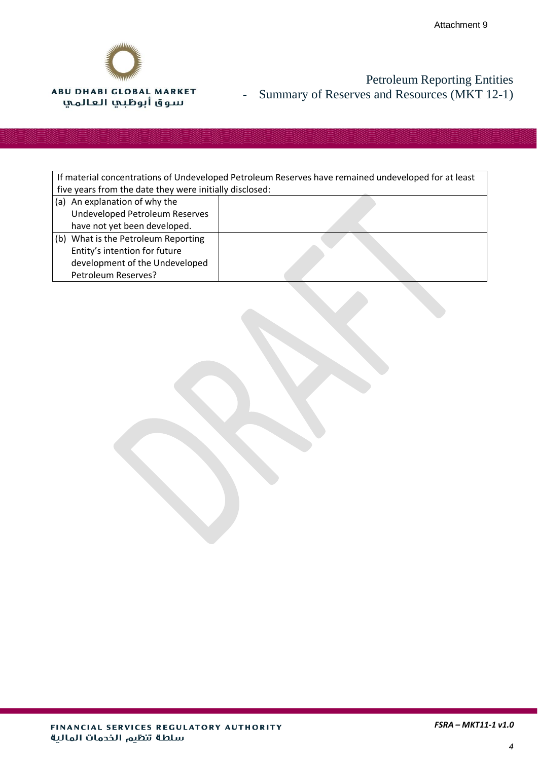| If material concentrations of Undeveloped Petroleum Reserves have remained undeveloped for at least five years from the date they were initially disclosed: | |
|---|---|
| (a) An explanation of why the Undeveloped Petroleum Reserves have not yet been developed. | |
| (b) What is the Petroleum Reporting Entity's intention for future development of the Undeveloped Petroleum Reserves? | |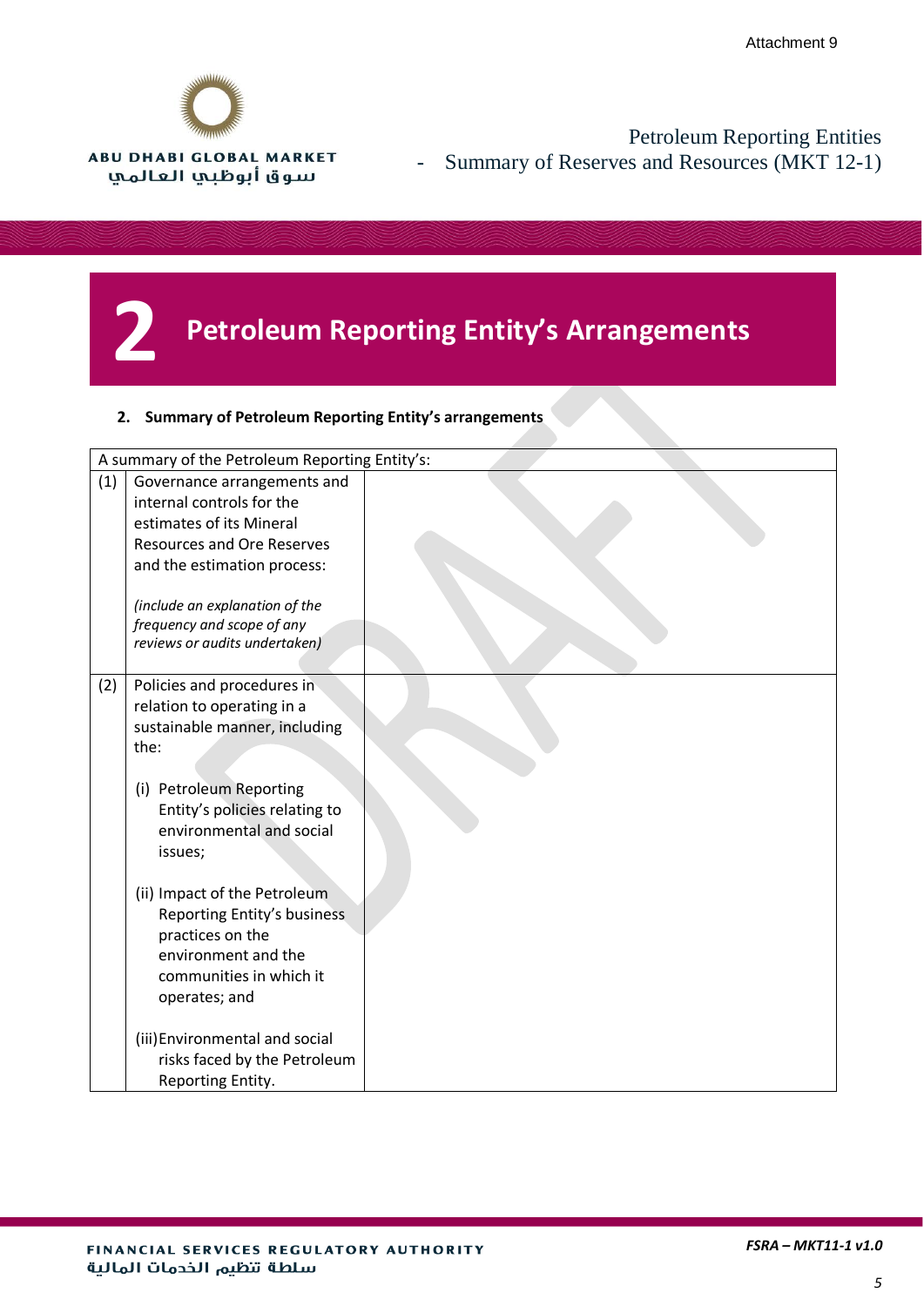# 2 Petroleum Reporting Entity's Arrangements

**2. Summary of Petroleum Reporting Entity's arrangements**

| A summary of the Petroleum Reporting Entity's: | | |
|---|---|---|
| (1) | Governance arrangements and internal controls for the estimates of its Mineral Resources and Ore Reserves and the estimation process:<br><br>*(include an explanation of the frequency and scope of any reviews or audits undertaken)* | |
| (2) | Policies and procedures in relation to operating in a sustainable manner, including the:<br><br>(i) Petroleum Reporting Entity's policies relating to environmental and social issues;<br><br>(ii) Impact of the Petroleum Reporting Entity's business practices on the environment and the communities in which it operates; and<br><br>(iii) Environmental and social risks faced by the Petroleum Reporting Entity. | |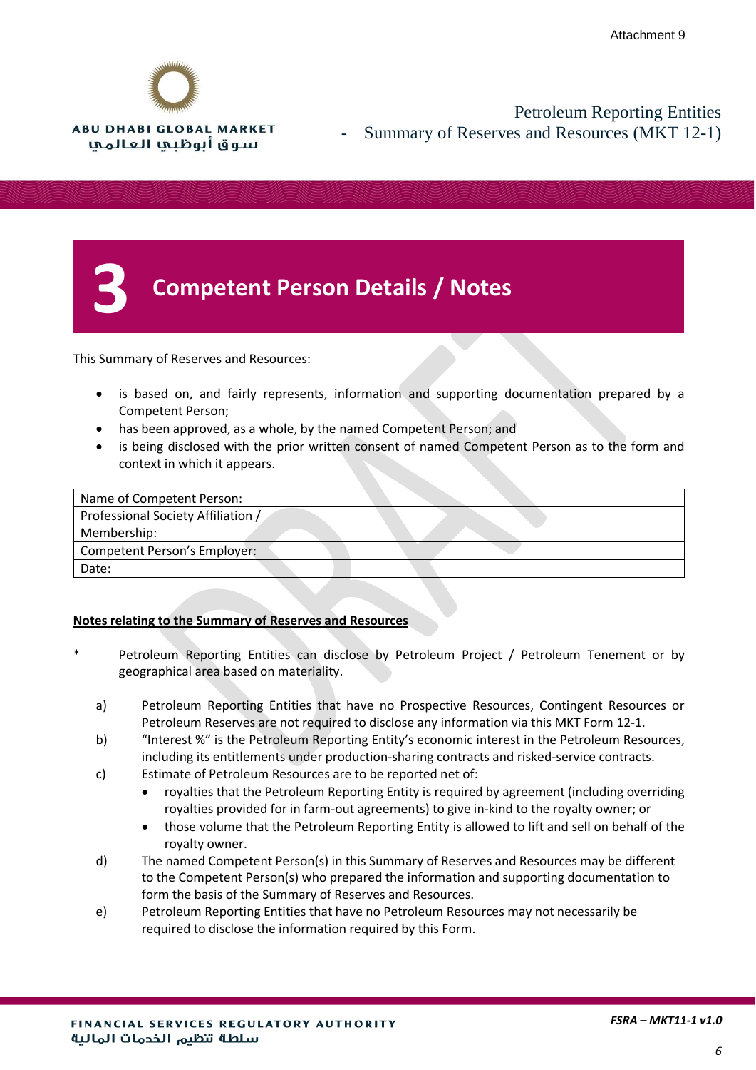# 3 Competent Person Details / Notes

This Summary of Reserves and Resources:

- is based on, and fairly represents, information and supporting documentation prepared by a Competent Person;
- has been approved, as a whole, by the named Competent Person; and
- is being disclosed with the prior written consent of named Competent Person as to the form and context in which it appears.

| | |
|---|---|
| Name of Competent Person: | |
| Professional Society Affiliation / Membership: | |
| Competent Person's Employer: | |
| Date: | |

**Notes relating to the Summary of Reserves and Resources**

\* Petroleum Reporting Entities can disclose by Petroleum Project / Petroleum Tenement or by geographical area based on materiality.

a) Petroleum Reporting Entities that have no Prospective Resources, Contingent Resources or Petroleum Reserves are not required to disclose any information via this MKT Form 12-1.

b) "Interest %" is the Petroleum Reporting Entity's economic interest in the Petroleum Resources, including its entitlements under production-sharing contracts and risked-service contracts.

c) Estimate of Petroleum Resources are to be reported net of:
- royalties that the Petroleum Reporting Entity is required by agreement (including overriding royalties provided for in farm-out agreements) to give in-kind to the royalty owner; or
- those volume that the Petroleum Reporting Entity is allowed to lift and sell on behalf of the royalty owner.

d) The named Competent Person(s) in this Summary of Reserves and Resources may be different to the Competent Person(s) who prepared the information and supporting documentation to form the basis of the Summary of Reserves and Resources.

e) Petroleum Reporting Entities that have no Petroleum Resources may not necessarily be required to disclose the information required by this Form.